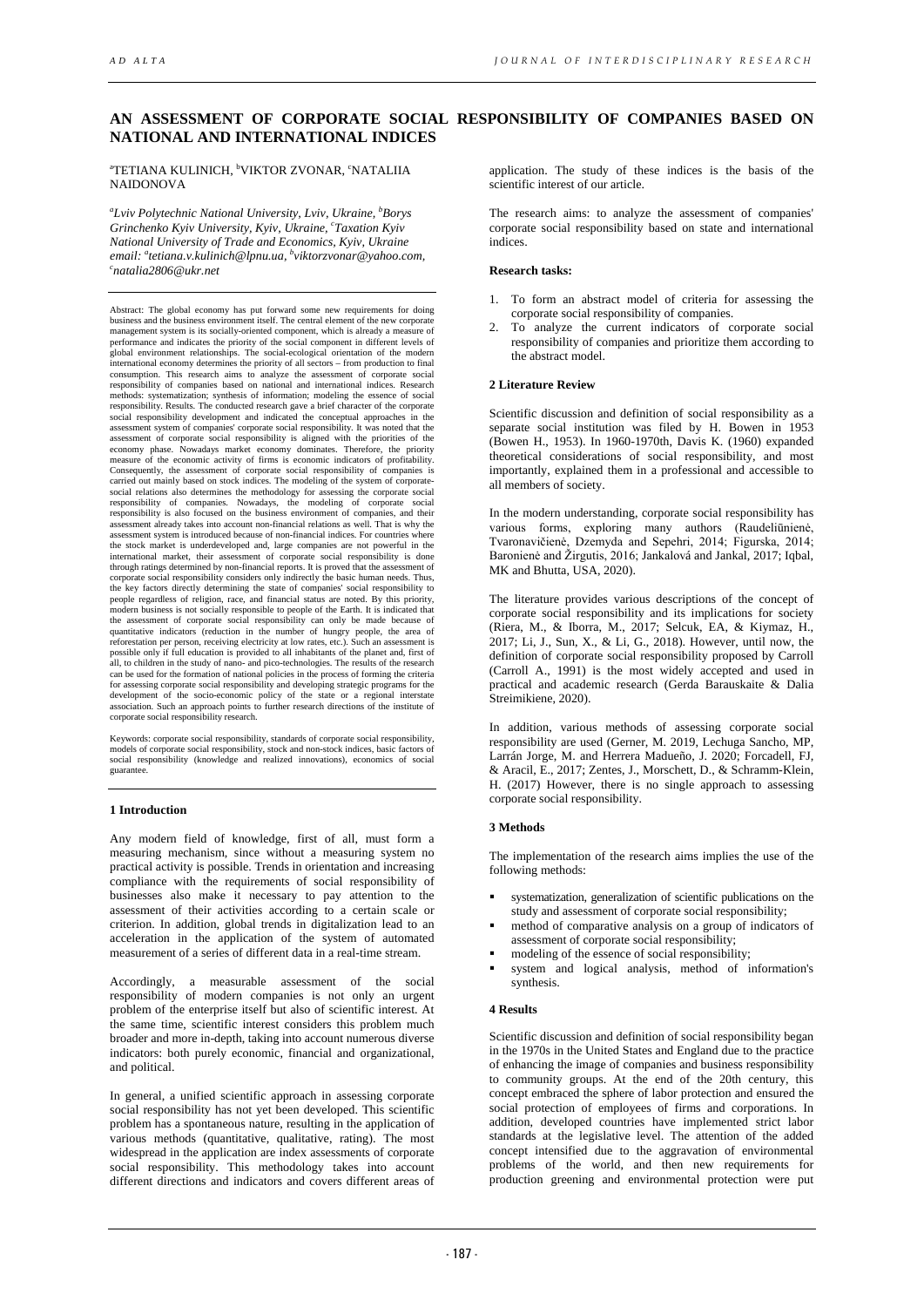# AN ASSESSMENT OF CORPORATE SOCIAL RESPONSIBILITY OF COMPANIES BASED ON NATIONAL AND INTERNATIONAL INDICES

[a]TETIANA KULINICH, [b]VIKTOR ZVONAR, [c]NATALIIA NAIDONOVA

*[a]Lviv Polytechnic National University, Lviv, Ukraine, [b]Borys Grinchenko Kyiv University, Kyiv, Ukraine, [c]Taxation Kyiv National University of Trade and Economics, Kyiv, Ukraine*
*email: [a]tetiana.v.kulinich@lpnu.ua, [b]viktorzvonar@yahoo.com, [c]natalia2806@ukr.net*

Abstract: The global economy has put forward some new requirements for doing business and the business environment itself. The central element of the new corporate management system is its socially-oriented component, which is already a measure of performance and indicates the priority of the social component in different levels of global environment relationships. The social-ecological orientation of the modern international economy determines the priority of all sectors – from production to final consumption. This research aims to analyze the assessment of corporate social responsibility of companies based on national and international indices. Research methods: systematization; synthesis of information; modeling the essence of social responsibility. Results. The conducted research gave a brief character of the corporate social responsibility development and indicated the conceptual approaches in the assessment system of companies' corporate social responsibility. It was noted that the assessment of corporate social responsibility is aligned with the priorities of the economy phase. Nowadays market economy dominates. Therefore, the priority measure of the economic activity of firms is economic indicators of profitability. Consequently, the assessment of corporate social responsibility of companies is carried out mainly based on stock indices. The modeling of the system of corporate-social relations also determines the methodology for assessing the corporate social responsibility of companies. Nowadays, the modeling of corporate social responsibility is also focused on the business environment of companies, and their assessment already takes into account non-financial relations as well. That is why the assessment system is introduced because of non-financial indices. For countries where the stock market is underdeveloped and, large companies are not powerful in the international market, their assessment of corporate social responsibility is done through ratings determined by non-financial reports. It is proved that the assessment of corporate social responsibility considers only indirectly the basic human needs. Thus, the key factors directly determining the state of companies' social responsibility to people regardless of religion, race, and financial status are noted. By this priority, modern business is not socially responsible to people of the Earth. It is indicated that the assessment of corporate social responsibility can only be made because of quantitative indicators (reduction in the number of hungry people, the area of reforestation per person, receiving electricity at low rates, etc.). Such an assessment is possible only if full education is provided to all inhabitants of the planet and, first of all, to children in the study of nano- and pico-technologies. The results of the research can be used for the formation of national policies in the process of forming the criteria for assessing corporate social responsibility and developing strategic programs for the development of the socio-economic policy of the state or a regional interstate association. Such an approach points to further research directions of the institute of corporate social responsibility research.

Keywords: corporate social responsibility, standards of corporate social responsibility, models of corporate social responsibility, stock and non-stock indices, basic factors of social responsibility (knowledge and realized innovations), economics of social guarantee.

## 1 Introduction

Any modern field of knowledge, first of all, must form a measuring mechanism, since without a measuring system no practical activity is possible. Trends in orientation and increasing compliance with the requirements of social responsibility of businesses also make it necessary to pay attention to the assessment of their activities according to a certain scale or criterion. In addition, global trends in digitalization lead to an acceleration in the application of the system of automated measurement of a series of different data in a real-time stream.

Accordingly, a measurable assessment of the social responsibility of modern companies is not only an urgent problem of the enterprise itself but also of scientific interest. At the same time, scientific interest considers this problem much broader and more in-depth, taking into account numerous diverse indicators: both purely economic, financial and organizational, and political.

In general, a unified scientific approach in assessing corporate social responsibility has not yet been developed. This scientific problem has a spontaneous nature, resulting in the application of various methods (quantitative, qualitative, rating). The most widespread in the application are index assessments of corporate social responsibility. This methodology takes into account different directions and indicators and covers different areas of application. The study of these indices is the basis of the scientific interest of our article.

The research aims: to analyze the assessment of companies' corporate social responsibility based on state and international indices.

**Research tasks:**

1. To form an abstract model of criteria for assessing the corporate social responsibility of companies.
2. To analyze the current indicators of corporate social responsibility of companies and prioritize them according to the abstract model.

## 2 Literature Review

Scientific discussion and definition of social responsibility as a separate social institution was filed by H. Bowen in 1953 (Bowen H., 1953). In 1960-1970th, Davis K. (1960) expanded theoretical considerations of social responsibility, and most importantly, explained them in a professional and accessible to all members of society.

In the modern understanding, corporate social responsibility has various forms, exploring many authors (Raudeliūnienė, Tvaronavičienė, Dzemyda and Sepehri, 2014; Figurska, 2014; Baronienė and Žirgutis, 2016; Jankalová and Jankal, 2017; Iqbal, MK and Bhutta, USA, 2020).

The literature provides various descriptions of the concept of corporate social responsibility and its implications for society (Riera, M., & Iborra, M., 2017; Selcuk, EA, & Kiymaz, H., 2017; Li, J., Sun, X., & Li, G., 2018). However, until now, the definition of corporate social responsibility proposed by Carroll (Carroll A., 1991) is the most widely accepted and used in practical and academic research (Gerda Barauskaite & Dalia Streimikiene, 2020).

In addition, various methods of assessing corporate social responsibility are used (Gerner, M. 2019, Lechuga Sancho, MP, Larrán Jorge, M. and Herrera Madueño, J. 2020; Forcadell, FJ, & Aracil, E., 2017; Zentes, J., Morschett, D., & Schramm-Klein, H. (2017) However, there is no single approach to assessing corporate social responsibility.

## 3 Methods

The implementation of the research aims implies the use of the following methods:

- systematization, generalization of scientific publications on the study and assessment of corporate social responsibility;
- method of comparative analysis on a group of indicators of assessment of corporate social responsibility;
- modeling of the essence of social responsibility;
- system and logical analysis, method of information's synthesis.

## 4 Results

Scientific discussion and definition of social responsibility began in the 1970s in the United States and England due to the practice of enhancing the image of companies and business responsibility to community groups. At the end of the 20th century, this concept embraced the sphere of labor protection and ensured the social protection of employees of firms and corporations. In addition, developed countries have implemented strict labor standards at the legislative level. The attention of the added concept intensified due to the aggravation of environmental problems of the world, and then new requirements for production greening and environmental protection were put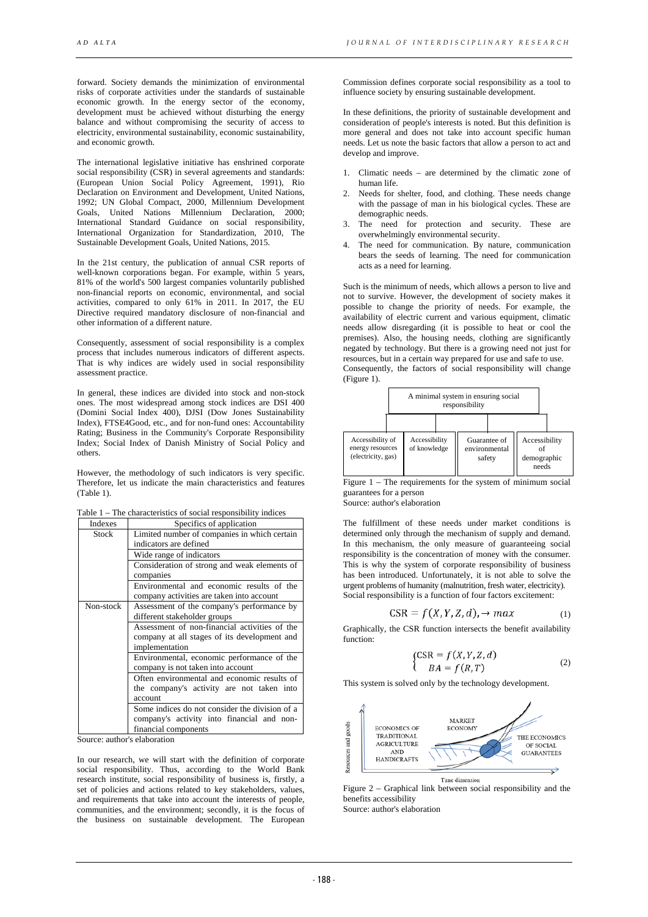forward. Society demands the minimization of environmental risks of corporate activities under the standards of sustainable economic growth. In the energy sector of the economy, development must be achieved without disturbing the energy balance and without compromising the security of access to electricity, environmental sustainability, economic sustainability, and economic growth.

The international legislative initiative has enshrined corporate social responsibility (CSR) in several agreements and standards: (European Union Social Policy Agreement, 1991), Rio Declaration on Environment and Development, United Nations, 1992; UN Global Compact, 2000, Millennium Development Goals, United Nations Millennium Declaration, 2000; International Standard Guidance on social responsibility, International Organization for Standardization, 2010, The Sustainable Development Goals, United Nations, 2015.

In the 21st century, the publication of annual CSR reports of well-known corporations began. For example, within 5 years, 81% of the world's 500 largest companies voluntarily published non-financial reports on economic, environmental, and social activities, compared to only 61% in 2011. In 2017, the EU Directive required mandatory disclosure of non-financial and other information of a different nature.

Consequently, assessment of social responsibility is a complex process that includes numerous indicators of different aspects. That is why indices are widely used in social responsibility assessment practice.

In general, these indices are divided into stock and non-stock ones. The most widespread among stock indices are DSI 400 (Domini Social Index 400), DJSI (Dow Jones Sustainability Index), FTSE4Good, etc., and for non-fund ones: Accountability Rating; Business in the Community's Corporate Responsibility Index; Social Index of Danish Ministry of Social Policy and others.

However, the methodology of such indicators is very specific. Therefore, let us indicate the main characteristics and features (Table 1).

Table 1 – The characteristics of social responsibility indices

| Indexes | Specifics of application |
|---|---|
| Stock | Limited number of companies in which certain indicators are defined |
| | Wide range of indicators |
| | Consideration of strong and weak elements of companies |
| | Environmental and economic results of the company activities are taken into account |
| Non-stock | Assessment of the company's performance by different stakeholder groups |
| | Assessment of non-financial activities of the company at all stages of its development and implementation |
| | Environmental, economic performance of the company is not taken into account |
| | Often environmental and economic results of the company's activity are not taken into account |
| | Some indices do not consider the division of a company's activity into financial and non-financial components |

Source: author's elaboration

In our research, we will start with the definition of corporate social responsibility. Thus, according to the World Bank research institute, social responsibility of business is, firstly, a set of policies and actions related to key stakeholders, values, and requirements that take into account the interests of people, communities, and the environment; secondly, it is the focus of the business on sustainable development. The European Commission defines corporate social responsibility as a tool to influence society by ensuring sustainable development.

In these definitions, the priority of sustainable development and consideration of people's interests is noted. But this definition is more general and does not take into account specific human needs. Let us note the basic factors that allow a person to act and develop and improve.

1. Climatic needs – are determined by the climatic zone of human life.
2. Needs for shelter, food, and clothing. These needs change with the passage of man in his biological cycles. These are demographic needs.
3. The need for protection and security. These are overwhelmingly environmental security.
4. The need for communication. By nature, communication bears the seeds of learning. The need for communication acts as a need for learning.

Such is the minimum of needs, which allows a person to live and not to survive. However, the development of society makes it possible to change the priority of needs. For example, the availability of electric current and various equipment, climatic needs allow disregarding (it is possible to heat or cool the premises). Also, the housing needs, clothing are significantly negated by technology. But there is a growing need not just for resources, but in a certain way prepared for use and safe to use. Consequently, the factors of social responsibility will change (Figure 1).

| A minimal system in ensuring social responsibility | | | |
|---|---|---|---|
| Accessibility of energy resources (electricity, gas) | Accessibility of knowledge | Guarantee of environmental safety | Accessibility of demographic needs |

Figure 1 – The requirements for the system of minimum social guarantees for a person

Source: author's elaboration

The fulfillment of these needs under market conditions is determined only through the mechanism of supply and demand. In this mechanism, the only measure of guaranteeing social responsibility is the concentration of money with the consumer. This is why the system of corporate responsibility of business has been introduced. Unfortunately, it is not able to solve the urgent problems of humanity (malnutrition, fresh water, electricity). Social responsibility is a function of four factors excitement:

$$\text{CSR} = f(X, Y, Z, d), \rightarrow max \tag{1}$$

Graphically, the CSR function intersects the benefit availability function:

$$\begin{cases} \text{CSR} = f(X, Y, Z, d) \\ BA = f(R, T) \end{cases} \tag{2}$$

This system is solved only by the technology development.

Figure 2 – Graphical link between social responsibility and the benefits accessibility

Source: author's elaboration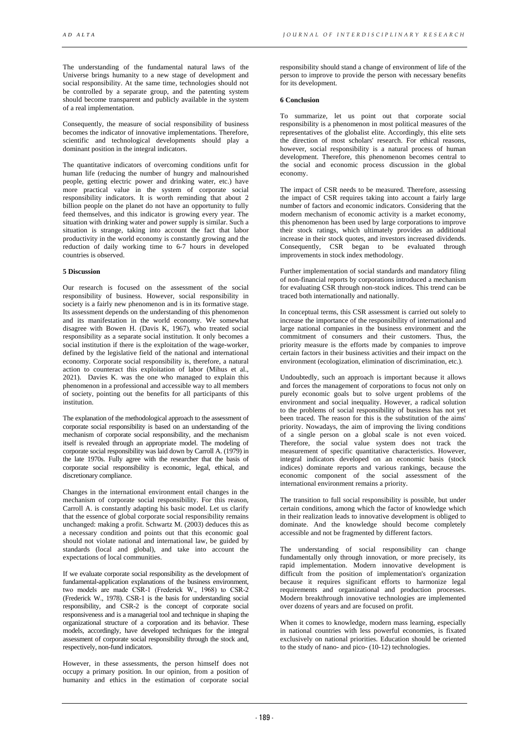The understanding of the fundamental natural laws of the Universe brings humanity to a new stage of development and social responsibility. At the same time, technologies should not be controlled by a separate group, and the patenting system should become transparent and publicly available in the system of a real implementation.

Consequently, the measure of social responsibility of business becomes the indicator of innovative implementations. Therefore, scientific and technological developments should play a dominant position in the integral indicators.

The quantitative indicators of overcoming conditions unfit for human life (reducing the number of hungry and malnourished people, getting electric power and drinking water, etc.) have more practical value in the system of corporate social responsibility indicators. It is worth reminding that about 2 billion people on the planet do not have an opportunity to fully feed themselves, and this indicator is growing every year. The situation with drinking water and power supply is similar. Such a situation is strange, taking into account the fact that labor productivity in the world economy is constantly growing and the reduction of daily working time to 6-7 hours in developed countries is observed.

## 5 Discussion

Our research is focused on the assessment of the social responsibility of business. However, social responsibility in society is a fairly new phenomenon and is in its formative stage. Its assessment depends on the understanding of this phenomenon and its manifestation in the world economy. We somewhat disagree with Bowen H. (Davis K, 1967), who treated social responsibility as a separate social institution. It only becomes a social institution if there is the exploitation of the wage-worker, defined by the legislative field of the national and international economy. Corporate social responsibility is, therefore, a natural action to counteract this exploitation of labor (Mihus et al., 2021). Davies K. was the one who managed to explain this phenomenon in a professional and accessible way to all members of society, pointing out the benefits for all participants of this institution.

The explanation of the methodological approach to the assessment of corporate social responsibility is based on an understanding of the mechanism of corporate social responsibility, and the mechanism itself is revealed through an appropriate model. The modeling of corporate social responsibility was laid down by Carroll A. (1979) in the late 1970s. Fully agree with the researcher that the basis of corporate social responsibility is economic, legal, ethical, and discretionary compliance.

Changes in the international environment entail changes in the mechanism of corporate social responsibility. For this reason, Carroll A. is constantly adapting his basic model. Let us clarify that the essence of global corporate social responsibility remains unchanged: making a profit. Schwartz M. (2003) deduces this as a necessary condition and points out that this economic goal should not violate national and international law, be guided by standards (local and global), and take into account the expectations of local communities.

If we evaluate corporate social responsibility as the development of fundamental-application explanations of the business environment, two models are made CSR-1 (Frederick W., 1968) to CSR-2 (Frederick W., 1978). CSR-1 is the basis for understanding social responsibility, and CSR-2 is the concept of corporate social responsiveness and is a managerial tool and technique in shaping the organizational structure of a corporation and its behavior. These models, accordingly, have developed techniques for the integral assessment of corporate social responsibility through the stock and, respectively, non-fund indicators.

However, in these assessments, the person himself does not occupy a primary position. In our opinion, from a position of humanity and ethics in the estimation of corporate social responsibility should stand a change of environment of life of the person to improve to provide the person with necessary benefits for its development.

## 6 Conclusion

To summarize, let us point out that corporate social responsibility is a phenomenon in most political measures of the representatives of the globalist elite. Accordingly, this elite sets the direction of most scholars' research. For ethical reasons, however, social responsibility is a natural process of human development. Therefore, this phenomenon becomes central to the social and economic process discussion in the global economy.

The impact of CSR needs to be measured. Therefore, assessing the impact of CSR requires taking into account a fairly large number of factors and economic indicators. Considering that the modern mechanism of economic activity is a market economy, this phenomenon has been used by large corporations to improve their stock ratings, which ultimately provides an additional increase in their stock quotes, and investors increased dividends. Consequently, CSR began to be evaluated through improvements in stock index methodology.

Further implementation of social standards and mandatory filing of non-financial reports by corporations introduced a mechanism for evaluating CSR through non-stock indices. This trend can be traced both internationally and nationally.

In conceptual terms, this CSR assessment is carried out solely to increase the importance of the responsibility of international and large national companies in the business environment and the commitment of consumers and their customers. Thus, the priority measure is the efforts made by companies to improve certain factors in their business activities and their impact on the environment (ecologization, elimination of discrimination, etc.).

Undoubtedly, such an approach is important because it allows and forces the management of corporations to focus not only on purely economic goals but to solve urgent problems of the environment and social inequality. However, a radical solution to the problems of social responsibility of business has not yet been traced. The reason for this is the substitution of the aims' priority. Nowadays, the aim of improving the living conditions of a single person on a global scale is not even voiced. Therefore, the social value system does not track the measurement of specific quantitative characteristics. However, integral indicators developed on an economic basis (stock indices) dominate reports and various rankings, because the economic component of the social assessment of the international environment remains a priority.

The transition to full social responsibility is possible, but under certain conditions, among which the factor of knowledge which in their realization leads to innovative development is obliged to dominate. And the knowledge should become completely accessible and not be fragmented by different factors.

The understanding of social responsibility can change fundamentally only through innovation, or more precisely, its rapid implementation. Modern innovative development is difficult from the position of implementation's organization because it requires significant efforts to harmonize legal requirements and organizational and production processes. Modern breakthrough innovative technologies are implemented over dozens of years and are focused on profit.

When it comes to knowledge, modern mass learning, especially in national countries with less powerful economies, is fixated exclusively on national priorities. Education should be oriented to the study of nano- and pico- (10-12) technologies.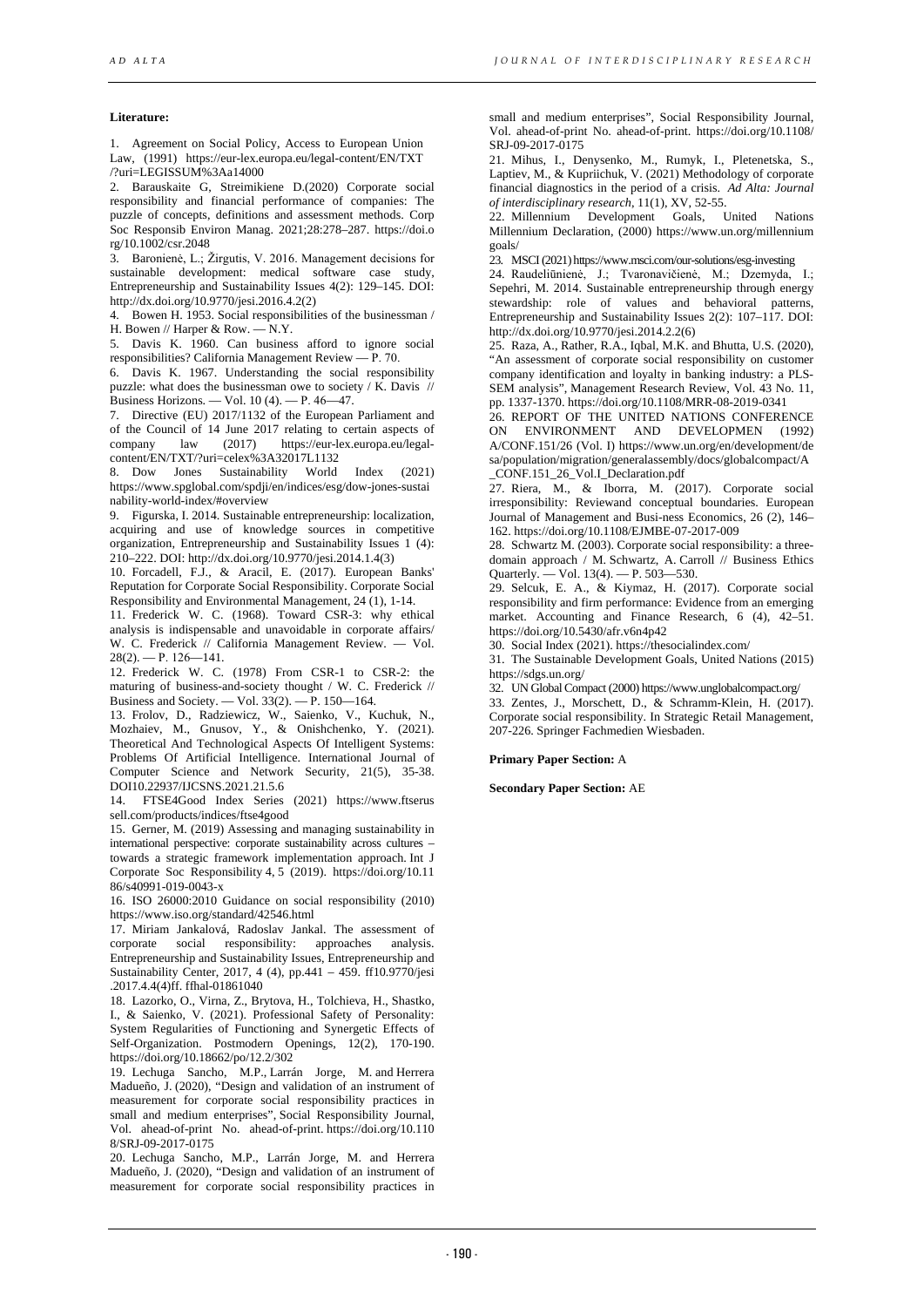**Literature:**

1. Agreement on Social Policy, Access to European Union Law, (1991) https://eur-lex.europa.eu/legal-content/EN/TXT/?uri=LEGISSUM%3Aa14000
2. Barauskaite G, Streimikiene D.(2020) Corporate social responsibility and financial performance of companies: The puzzle of concepts, definitions and assessment methods. Corp Soc Responsib Environ Manag. 2021;28:278–287. https://doi.org/10.1002/csr.2048
3. Baronienė, L.; Žirgutis, V. 2016. Management decisions for sustainable development: medical software case study, Entrepreneurship and Sustainability Issues 4(2): 129–145. DOI: http://dx.doi.org/10.9770/jesi.2016.4.2(2)
4. Bowen H. 1953. Social responsibilities of the businessman / H. Bowen // Harper & Row. — N.Y.
5. Davis K. 1960. Can business afford to ignore social responsibilities? California Management Review — P. 70.
6. Davis K. 1967. Understanding the social responsibility puzzle: what does the businessman owe to society / K. Davis // Business Horizons. — Vol. 10 (4). — P. 46—47.
7. Directive (EU) 2017/1132 of the European Parliament and of the Council of 14 June 2017 relating to certain aspects of company law (2017) https://eur-lex.europa.eu/legal-content/EN/TXT/?uri=celex%3A32017L1132
8. Dow Jones Sustainability World Index (2021) https://www.spglobal.com/spdji/en/indices/esg/dow-jones-sustainability-world-index/#overview
9. Figurska, I. 2014. Sustainable entrepreneurship: localization, acquiring and use of knowledge sources in competitive organization, Entrepreneurship and Sustainability Issues 1 (4): 210–222. DOI: http://dx.doi.org/10.9770/jesi.2014.1.4(3)
10. Forcadell, F.J., & Aracil, E. (2017). European Banks' Reputation for Corporate Social Responsibility. Corporate Social Responsibility and Environmental Management, 24 (1), 1-14.
11. Frederick W. C. (1968). Toward CSR-3: why ethical analysis is indispensable and unavoidable in corporate affairs/ W. C. Frederick // California Management Review. — Vol. 28(2). — P. 126—141.
12. Frederick W. C. (1978) From CSR-1 to CSR-2: the maturing of business-and-society thought / W. C. Frederick // Business and Society. — Vol. 33(2). — P. 150—164.
13. Frolov, D., Radziewicz, W., Saienko, V., Kuchuk, N., Mozhaiev, M., Gnusov, Y., & Onishchenko, Y. (2021). Theoretical And Technological Aspects Of Intelligent Systems: Problems Of Artificial Intelligence. International Journal of Computer Science and Network Security, 21(5), 35-38. DOI10.22937/IJCSNS.2021.21.5.6
14. FTSE4Good Index Series (2021) https://www.ftserussell.com/products/indices/ftse4good
15. Gerner, M. (2019) Assessing and managing sustainability in international perspective: corporate sustainability across cultures – towards a strategic framework implementation approach. Int J Corporate Soc Responsibility 4, 5 (2019). https://doi.org/10.1186/s40991-019-0043-x
16. ISO 26000:2010 Guidance on social responsibility (2010) https://www.iso.org/standard/42546.html
17. Miriam Jankalová, Radoslav Jankal. The assessment of corporate social responsibility: approaches analysis. Entrepreneurship and Sustainability Issues, Entrepreneurship and Sustainability Center, 2017, 4 (4), pp.441 – 459. ff10.9770/jesi.2017.4.4(4)ff. ffhal-01861040
18. Lazorko, O., Virna, Z., Brytova, H., Tolchieva, H., Shastko, I., & Saienko, V. (2021). Professional Safety of Personality: System Regularities of Functioning and Synergetic Effects of Self-Organization. Postmodern Openings, 12(2), 170-190. https://doi.org/10.18662/po/12.2/302
19. Lechuga Sancho, M.P., Larrán Jorge, M. and Herrera Madueño, J. (2020), "Design and validation of an instrument of measurement for corporate social responsibility practices in small and medium enterprises", Social Responsibility Journal, Vol. ahead-of-print No. ahead-of-print. https://doi.org/10.1108/SRJ-09-2017-0175
20. Lechuga Sancho, M.P., Larrán Jorge, M. and Herrera Madueño, J. (2020), "Design and validation of an instrument of measurement for corporate social responsibility practices in small and medium enterprises", Social Responsibility Journal, Vol. ahead-of-print No. ahead-of-print. https://doi.org/10.1108/SRJ-09-2017-0175
21. Mihus, I., Denysenko, M., Rumyk, I., Pletenetska, S., Laptiev, M., & Kupriichuk, V. (2021) Methodology of corporate financial diagnostics in the period of a crisis. *Ad Alta: Journal of interdisciplinary research*, 11(1), XV, 52-55.
22. Millennium Development Goals, United Nations Millennium Declaration, (2000) https://www.un.org/millenniumgoals/
23. MSCI (2021) https://www.msci.com/our-solutions/esg-investing
24. Raudeliūnienė, J.; Tvaronavičienė, M.; Dzemyda, I.; Sepehri, M. 2014. Sustainable entrepreneurship through energy stewardship: role of values and behavioral patterns, Entrepreneurship and Sustainability Issues 2(2): 107–117. DOI: http://dx.doi.org/10.9770/jesi.2014.2.2(6)
25. Raza, A., Rather, R.A., Iqbal, M.K. and Bhutta, U.S. (2020), "An assessment of corporate social responsibility on customer company identification and loyalty in banking industry: a PLS-SEM analysis", Management Research Review, Vol. 43 No. 11, pp. 1337-1370. https://doi.org/10.1108/MRR-08-2019-0341
26. REPORT OF THE UNITED NATIONS CONFERENCE ON ENVIRONMENT AND DEVELOPMEN (1992) A/CONF.151/26 (Vol. I) https://www.un.org/en/development/desa/population/migration/generalassembly/docs/globalcompact/A_CONF.151_26_Vol.I_Declaration.pdf
27. Riera, M., & Iborra, M. (2017). Corporate social irresponsibility: Reviewand conceptual boundaries. European Journal of Management and Busi-ness Economics, 26 (2), 146–162. https://doi.org/10.1108/EJMBE-07-2017-009
28. Schwartz M. (2003). Corporate social responsibility: a three-domain approach / M. Schwartz, A. Carroll // Business Ethics Quarterly. — Vol. 13(4). — P. 503—530.
29. Selcuk, E. A., & Kiymaz, H. (2017). Corporate social responsibility and firm performance: Evidence from an emerging market. Accounting and Finance Research, 6 (4), 42–51. https://doi.org/10.5430/afr.v6n4p42
30. Social Index (2021). https://thesocialindex.com/
31. The Sustainable Development Goals, United Nations (2015) https://sdgs.un.org/
32. UN Global Compact (2000) https://www.unglobalcompact.org/
33. Zentes, J., Morschett, D., & Schramm-Klein, H. (2017). Corporate social responsibility. In Strategic Retail Management, 207-226. Springer Fachmedien Wiesbaden.

**Primary Paper Section:** A

**Secondary Paper Section:** AE